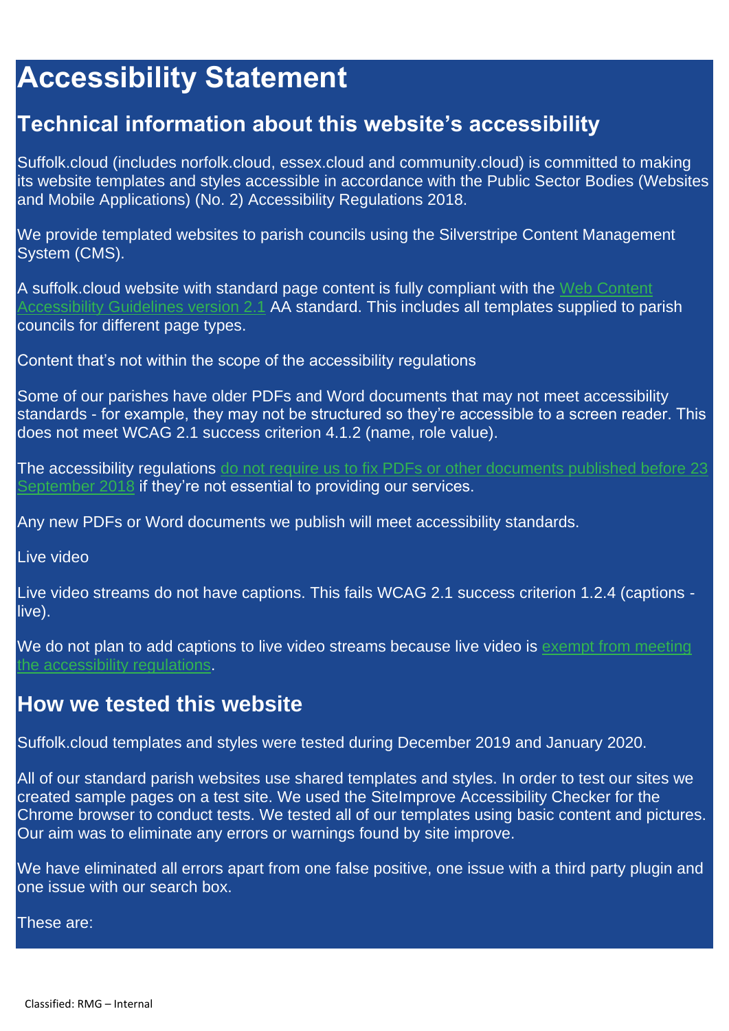# Accessibility Statement

## Technical information about this website's accessibility

Suffolk.cloud (includes norfolk.cloud, essex.cloud and community.cloud) is committed to making its website templates and styles accessible in accordance with the Public Sector Bodies (Websites and Mobile Applications) (No. 2) Accessibility Regulations 2018.

We provide templated websites to parish councils using the Silverstripe Content Management System (CMS).

A suffolk.cloud website with standard page content is fully compliant with the Web Content Accessibility Guidelines version 2.1 AA standard. This includes all templates supplied to parish councils for different page types.

Content that's not within the scope of the accessibility regulations

Some of our parishes have older PDFs and Word documents that may not meet accessibility standards - for example, they may not be structured so they're accessible to a screen reader. This does not meet WCAG 2.1 success criterion 4.1.2 (name, role value).

The accessibility regulations do not require us to fix PDFs or other documents published before 23 September 2018 if they're not essential to providing our services.

Any new PDFs or Word documents we publish will meet accessibility standards.

Live video

Live video streams do not have captions. This fails WCAG 2.1 success criterion 1.2.4 (captions - live).

We do not plan to add captions to live video streams because live video is exempt from meeting the accessibility regulations.

## How we tested this website

Suffolk.cloud templates and styles were tested during December 2019 and January 2020.

All of our standard parish websites use shared templates and styles. In order to test our sites we created sample pages on a test site. We used the SiteImprove Accessibility Checker for the Chrome browser to conduct tests. We tested all of our templates using basic content and pictures. Our aim was to eliminate any errors or warnings found by site improve.

We have eliminated all errors apart from one false positive, one issue with a third party plugin and one issue with our search box.

These are: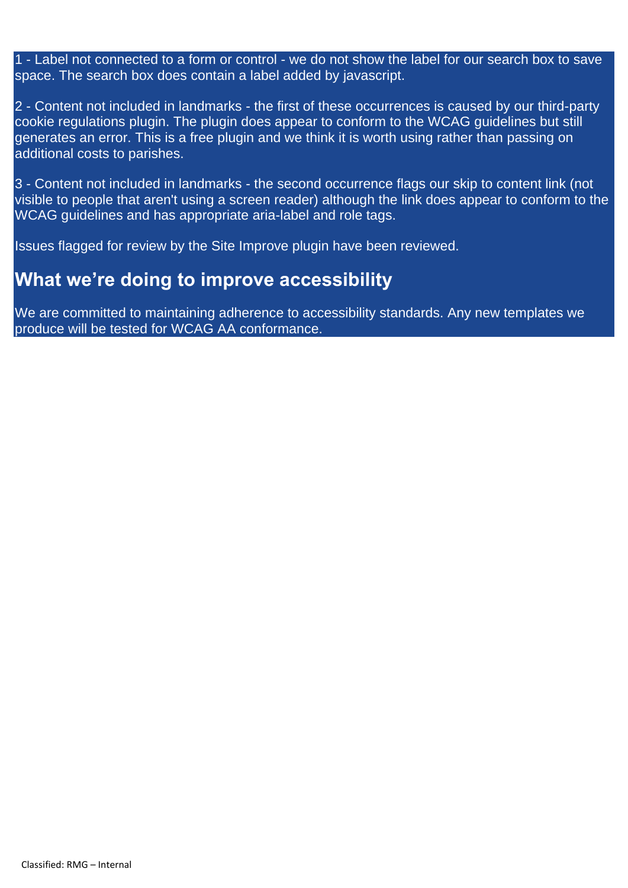1 - Label not connected to a form or control - we do not show the label for our search box to save space. The search box does contain a label added by javascript.

2 - Content not included in landmarks - the first of these occurrences is caused by our third-party cookie regulations plugin. The plugin does appear to conform to the WCAG guidelines but still generates an error. This is a free plugin and we think it is worth using rather than passing on additional costs to parishes.

3 - Content not included in landmarks - the second occurrence flags our skip to content link (not visible to people that aren't using a screen reader) although the link does appear to conform to the WCAG guidelines and has appropriate aria-label and role tags.

Issues flagged for review by the Site Improve plugin have been reviewed.

## What we're doing to improve accessibility

We are committed to maintaining adherence to accessibility standards. Any new templates we produce will be tested for WCAG AA conformance.

Classified: RMG – Internal